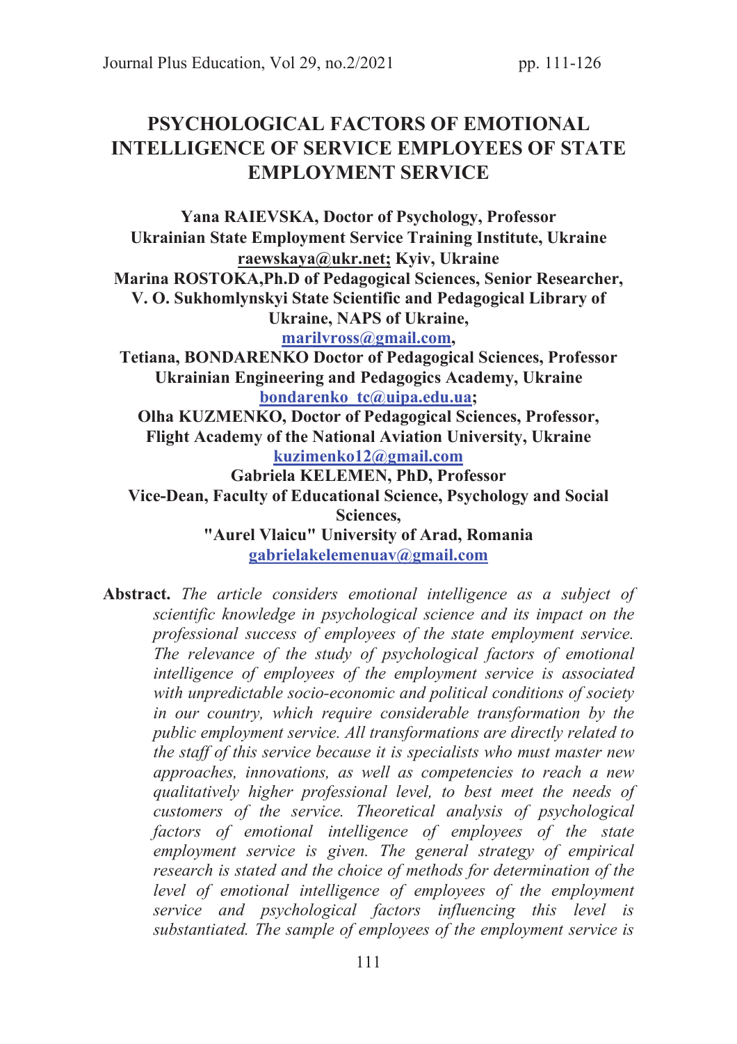# PSYCHOLOGICAL FACTORS OF EMOTIONAL INTELLIGENCE OF SERVICE EMPLOYEES OF STATE EMPLOYMENT SERVICE

**Yana RAIEVSKA, Doctor of Psychology, Professor**
**Ukrainian State Employment Service Training Institute, Ukraine**
**raewskaya@ukr.net; Kyiv, Ukraine**

**Marina ROSTOKA,Ph.D of Pedagogical Sciences, Senior Researcher,**
**V. O. Sukhomlynskyi State Scientific and Pedagogical Library of Ukraine, NAPS of Ukraine,**
**marilvross@gmail.com,**

**Tetiana, BONDARENKO Doctor of Pedagogical Sciences, Professor**
**Ukrainian Engineering and Pedagogics Academy, Ukraine**
**bondarenko_tc@uipa.edu.ua;**

**Olha KUZMENKO, Doctor of Pedagogical Sciences, Professor,**
**Flight Academy of the National Aviation University, Ukraine**
**kuzimenko12@gmail.com**

**Gabriela KELEMEN, PhD, Professor**
**Vice-Dean, Faculty of Educational Science, Psychology and Social Sciences,**
**"Aurel Vlaicu" University of Arad, Romania**
**gabrielakelemenuav@gmail.com**

**Abstract.** *The article considers emotional intelligence as a subject of scientific knowledge in psychological science and its impact on the professional success of employees of the state employment service. The relevance of the study of psychological factors of emotional intelligence of employees of the employment service is associated with unpredictable socio-economic and political conditions of society in our country, which require considerable transformation by the public employment service. All transformations are directly related to the staff of this service because it is specialists who must master new approaches, innovations, as well as competencies to reach a new qualitatively higher professional level, to best meet the needs of customers of the service. Theoretical analysis of psychological factors of emotional intelligence of employees of the state employment service is given. The general strategy of empirical research is stated and the choice of methods for determination of the level of emotional intelligence of employees of the employment service and psychological factors influencing this level is substantiated. The sample of employees of the employment service is*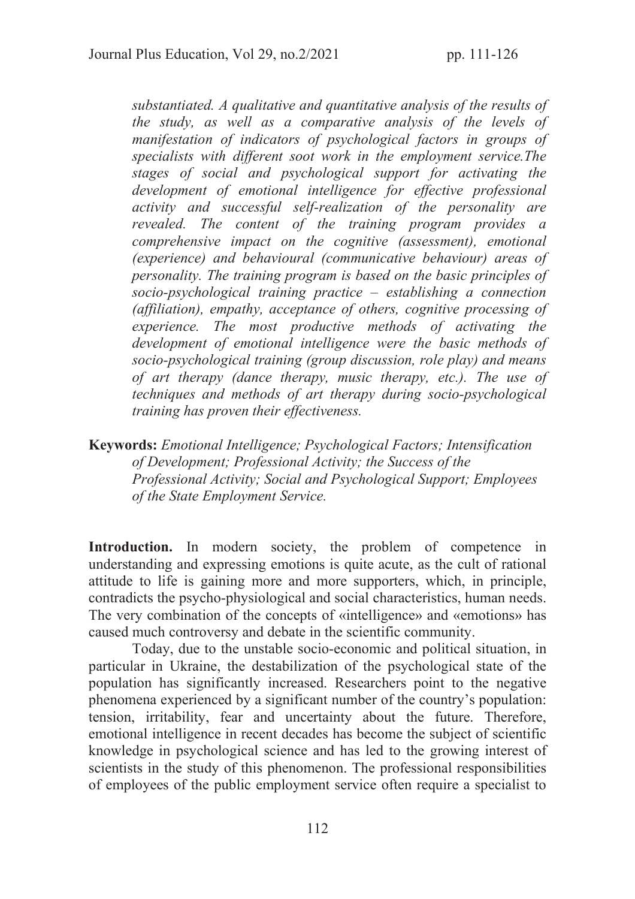*substantiated. A qualitative and quantitative analysis of the results of the study, as well as a comparative analysis of the levels of manifestation of indicators of psychological factors in groups of specialists with different soot work in the employment service.The stages of social and psychological support for activating the development of emotional intelligence for effective professional activity and successful self-realization of the personality are revealed. The content of the training program provides a comprehensive impact on the cognitive (assessment), emotional (experience) and behavioural (communicative behaviour) areas of personality. The training program is based on the basic principles of socio-psychological training practice – establishing a connection (affiliation), empathy, acceptance of others, cognitive processing of experience. The most productive methods of activating the development of emotional intelligence were the basic methods of socio-psychological training (group discussion, role play) and means of art therapy (dance therapy, music therapy, etc.). The use of techniques and methods of art therapy during socio-psychological training has proven their effectiveness.*

**Keywords:** *Emotional Intelligence; Psychological Factors; Intensification of Development; Professional Activity; the Success of the Professional Activity; Social and Psychological Support; Employees of the State Employment Service.*

**Introduction.** In modern society, the problem of competence in understanding and expressing emotions is quite acute, as the cult of rational attitude to life is gaining more and more supporters, which, in principle, contradicts the psycho-physiological and social characteristics, human needs. The very combination of the concepts of «intelligence» and «emotions» has caused much controversy and debate in the scientific community.

Today, due to the unstable socio-economic and political situation, in particular in Ukraine, the destabilization of the psychological state of the population has significantly increased. Researchers point to the negative phenomena experienced by a significant number of the country's population: tension, irritability, fear and uncertainty about the future. Therefore, emotional intelligence in recent decades has become the subject of scientific knowledge in psychological science and has led to the growing interest of scientists in the study of this phenomenon. The professional responsibilities of employees of the public employment service often require a specialist to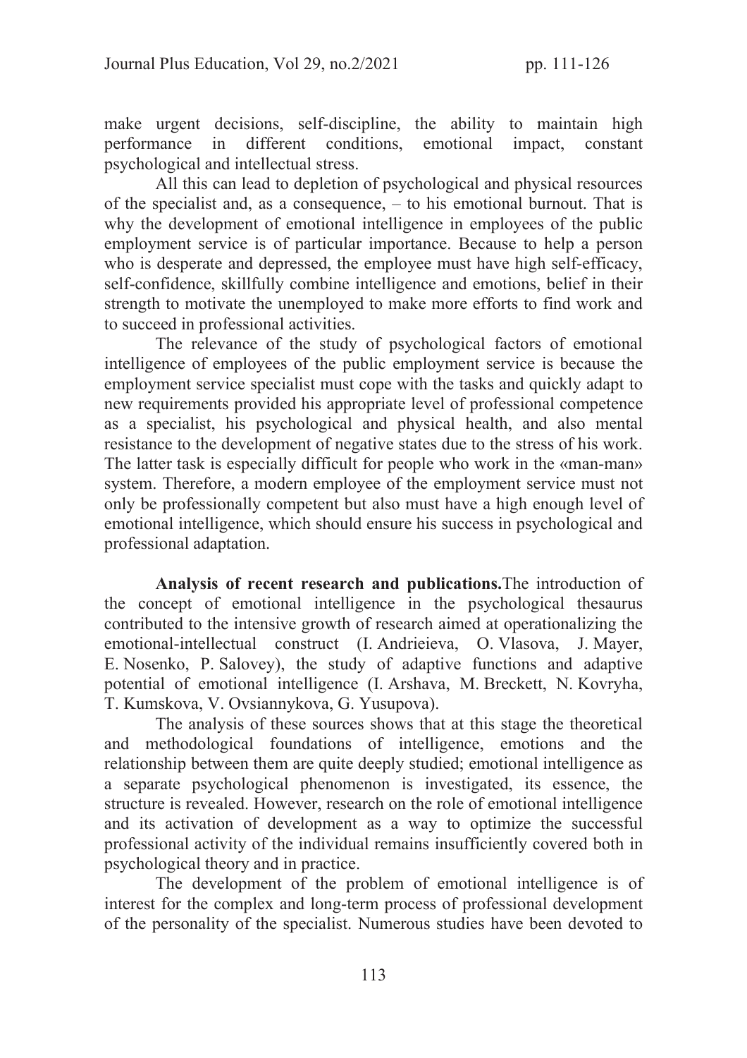make urgent decisions, self-discipline, the ability to maintain high performance in different conditions, emotional impact, constant psychological and intellectual stress.

All this can lead to depletion of psychological and physical resources of the specialist and, as a consequence, – to his emotional burnout. That is why the development of emotional intelligence in employees of the public employment service is of particular importance. Because to help a person who is desperate and depressed, the employee must have high self-efficacy, self-confidence, skillfully combine intelligence and emotions, belief in their strength to motivate the unemployed to make more efforts to find work and to succeed in professional activities.

The relevance of the study of psychological factors of emotional intelligence of employees of the public employment service is because the employment service specialist must cope with the tasks and quickly adapt to new requirements provided his appropriate level of professional competence as a specialist, his psychological and physical health, and also mental resistance to the development of negative states due to the stress of his work. The latter task is especially difficult for people who work in the «man-man» system. Therefore, a modern employee of the employment service must not only be professionally competent but also must have a high enough level of emotional intelligence, which should ensure his success in psychological and professional adaptation.

**Analysis of recent research and publications.**The introduction of the concept of emotional intelligence in the psychological thesaurus contributed to the intensive growth of research aimed at operationalizing the emotional-intellectual construct (I. Andrieieva, O. Vlasova, J. Mayer, E. Nosenko, P. Salovey), the study of adaptive functions and adaptive potential of emotional intelligence (I. Arshava, M. Breckett, N. Kovryha, T. Kumskova, V. Ovsiannykova, G. Yusupova).

The analysis of these sources shows that at this stage the theoretical and methodological foundations of intelligence, emotions and the relationship between them are quite deeply studied; emotional intelligence as a separate psychological phenomenon is investigated, its essence, the structure is revealed. However, research on the role of emotional intelligence and its activation of development as a way to optimize the successful professional activity of the individual remains insufficiently covered both in psychological theory and in practice.

The development of the problem of emotional intelligence is of interest for the complex and long-term process of professional development of the personality of the specialist. Numerous studies have been devoted to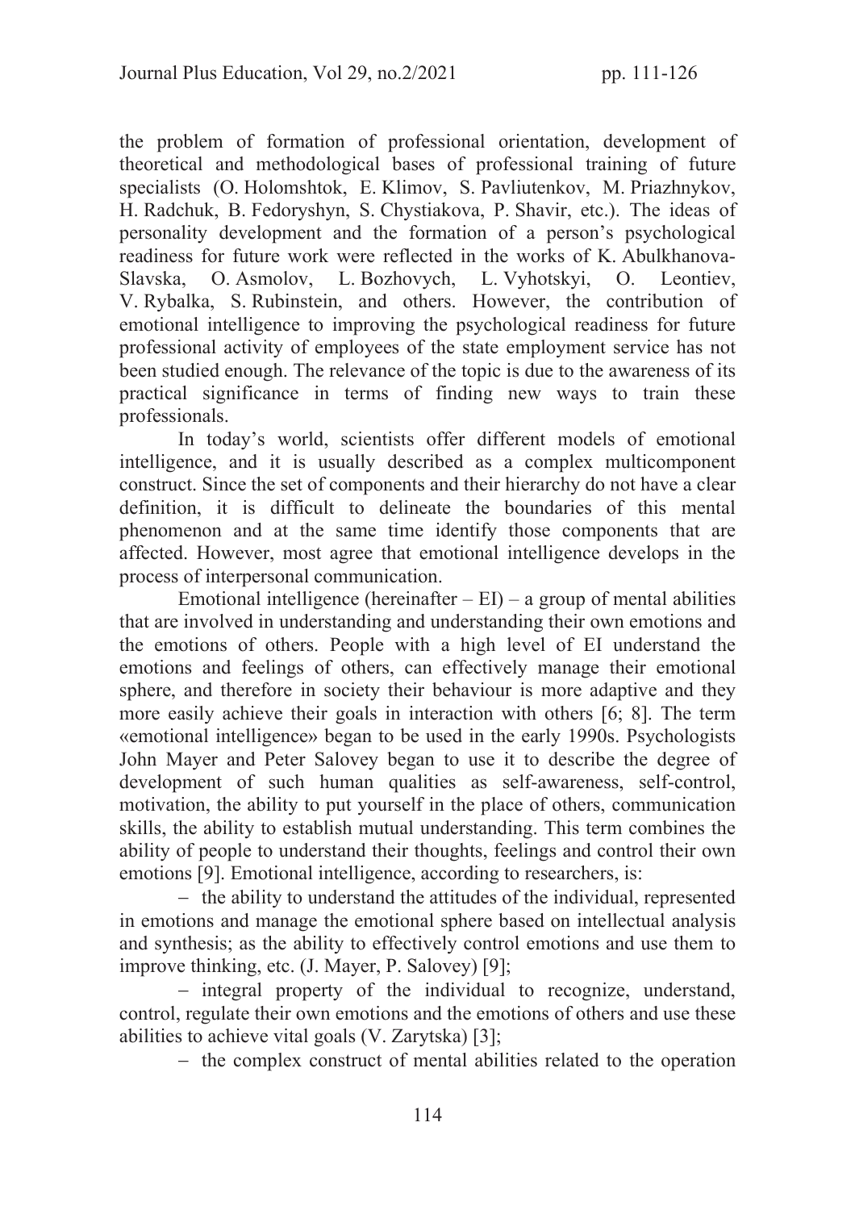the problem of formation of professional orientation, development of theoretical and methodological bases of professional training of future specialists (O. Holomshtok, E. Klimov, S. Pavliutenkov, M. Priazhnykov, H. Radchuk, B. Fedoryshyn, S. Chystiakova, P. Shavir, etc.). The ideas of personality development and the formation of a person's psychological readiness for future work were reflected in the works of K. Abulkhanova-Slavska, O. Asmolov, L. Bozhovych, L. Vyhotskyi, O. Leontiev, V. Rybalka, S. Rubinstein, and others. However, the contribution of emotional intelligence to improving the psychological readiness for future professional activity of employees of the state employment service has not been studied enough. The relevance of the topic is due to the awareness of its practical significance in terms of finding new ways to train these professionals.

In today's world, scientists offer different models of emotional intelligence, and it is usually described as a complex multicomponent construct. Since the set of components and their hierarchy do not have a clear definition, it is difficult to delineate the boundaries of this mental phenomenon and at the same time identify those components that are affected. However, most agree that emotional intelligence develops in the process of interpersonal communication.

Emotional intelligence (hereinafter – EI) – a group of mental abilities that are involved in understanding and understanding their own emotions and the emotions of others. People with a high level of EI understand the emotions and feelings of others, can effectively manage their emotional sphere, and therefore in society their behaviour is more adaptive and they more easily achieve their goals in interaction with others [6; 8]. The term «emotional intelligence» began to be used in the early 1990s. Psychologists John Mayer and Peter Salovey began to use it to describe the degree of development of such human qualities as self-awareness, self-control, motivation, the ability to put yourself in the place of others, communication skills, the ability to establish mutual understanding. This term combines the ability of people to understand their thoughts, feelings and control their own emotions [9]. Emotional intelligence, according to researchers, is:

- the ability to understand the attitudes of the individual, represented in emotions and manage the emotional sphere based on intellectual analysis and synthesis; as the ability to effectively control emotions and use them to improve thinking, etc. (J. Mayer, P. Salovey) [9];
- integral property of the individual to recognize, understand, control, regulate their own emotions and the emotions of others and use these abilities to achieve vital goals (V. Zarytska) [3];
- the complex construct of mental abilities related to the operation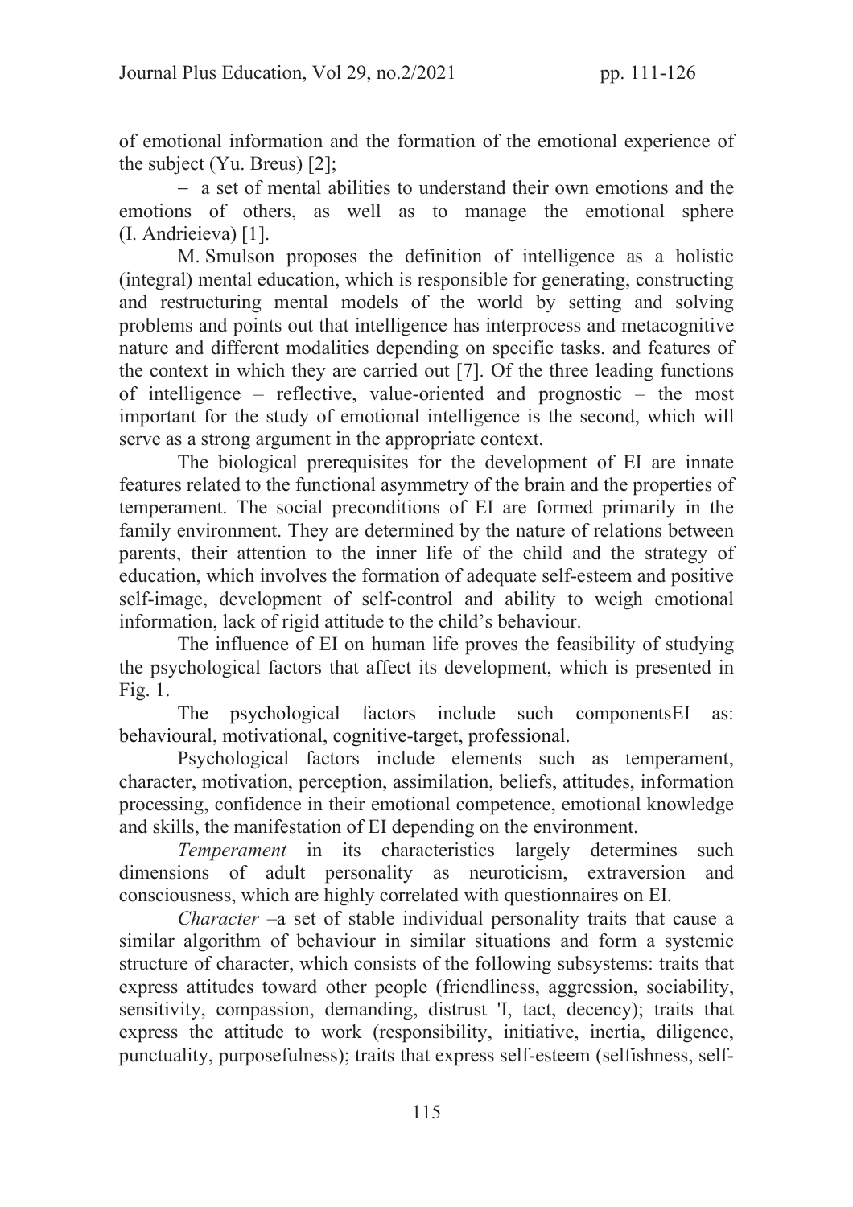of emotional information and the formation of the emotional experience of the subject (Yu. Breus) [2];

– a set of mental abilities to understand their own emotions and the emotions of others, as well as to manage the emotional sphere (I. Andrieieva) [1].

M. Smulson proposes the definition of intelligence as a holistic (integral) mental education, which is responsible for generating, constructing and restructuring mental models of the world by setting and solving problems and points out that intelligence has interprocess and metacognitive nature and different modalities depending on specific tasks. and features of the context in which they are carried out [7]. Of the three leading functions of intelligence – reflective, value-oriented and prognostic – the most important for the study of emotional intelligence is the second, which will serve as a strong argument in the appropriate context.

The biological prerequisites for the development of EI are innate features related to the functional asymmetry of the brain and the properties of temperament. The social preconditions of EI are formed primarily in the family environment. They are determined by the nature of relations between parents, their attention to the inner life of the child and the strategy of education, which involves the formation of adequate self-esteem and positive self-image, development of self-control and ability to weigh emotional information, lack of rigid attitude to the child's behaviour.

The influence of EI on human life proves the feasibility of studying the psychological factors that affect its development, which is presented in Fig. 1.

The psychological factors include such componentsEI as: behavioural, motivational, cognitive-target, professional.

Psychological factors include elements such as temperament, character, motivation, perception, assimilation, beliefs, attitudes, information processing, confidence in their emotional competence, emotional knowledge and skills, the manifestation of EI depending on the environment.

*Temperament* in its characteristics largely determines such dimensions of adult personality as neuroticism, extraversion and consciousness, which are highly correlated with questionnaires on EI.

*Character* –a set of stable individual personality traits that cause a similar algorithm of behaviour in similar situations and form a systemic structure of character, which consists of the following subsystems: traits that express attitudes toward other people (friendliness, aggression, sociability, sensitivity, compassion, demanding, distrust 'I, tact, decency); traits that express the attitude to work (responsibility, initiative, inertia, diligence, punctuality, purposefulness); traits that express self-esteem (selfishness, self-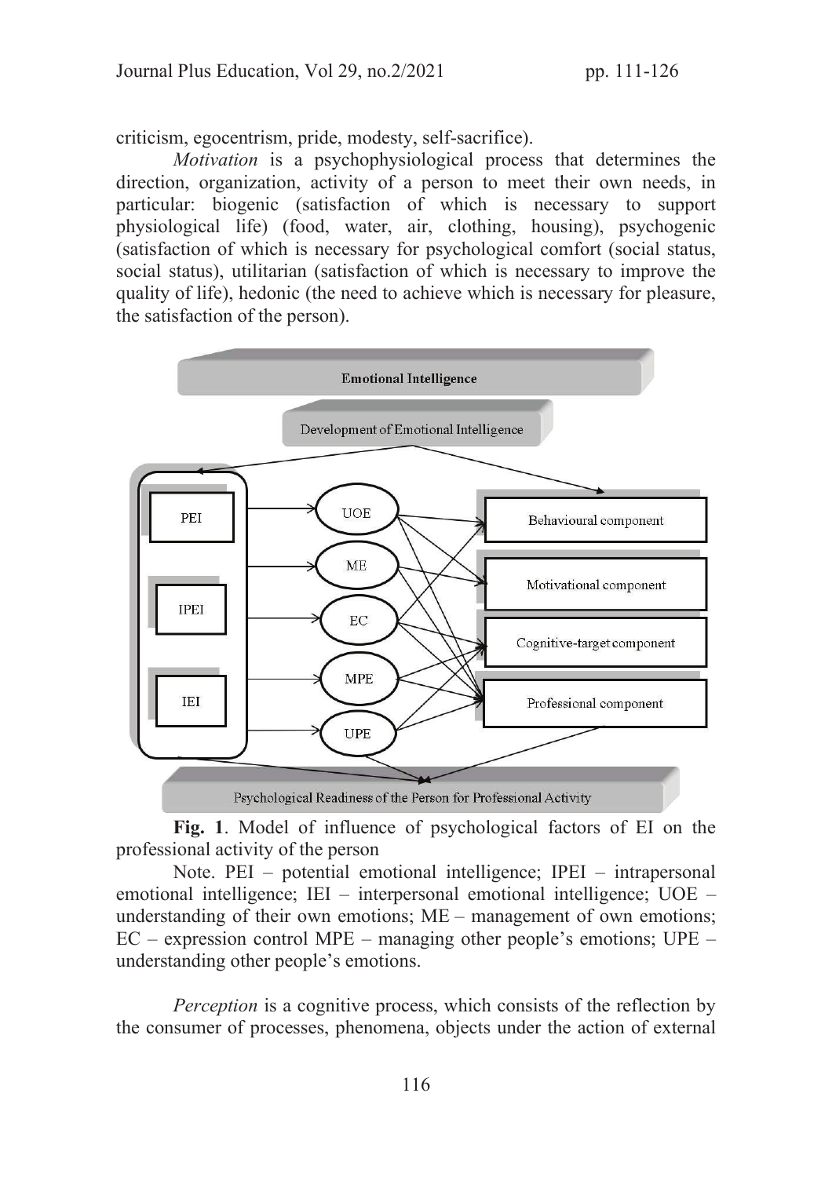criticism, egocentrism, pride, modesty, self-sacrifice).

*Motivation* is a psychophysiological process that determines the direction, organization, activity of a person to meet their own needs, in particular: biogenic (satisfaction of which is necessary to support physiological life) (food, water, air, clothing, housing), psychogenic (satisfaction of which is necessary for psychological comfort (social status, social status), utilitarian (satisfaction of which is necessary to improve the quality of life), hedonic (the need to achieve which is necessary for pleasure, the satisfaction of the person).

**Fig. 1**. Model of influence of psychological factors of EI on the professional activity of the person

Note. PEI – potential emotional intelligence; IPEI – intrapersonal emotional intelligence; IEI – interpersonal emotional intelligence; UOE – understanding of their own emotions; ME – management of own emotions; EC – expression control MPE – managing other people's emotions; UPE – understanding other people's emotions.

*Perception* is a cognitive process, which consists of the reflection by the consumer of processes, phenomena, objects under the action of external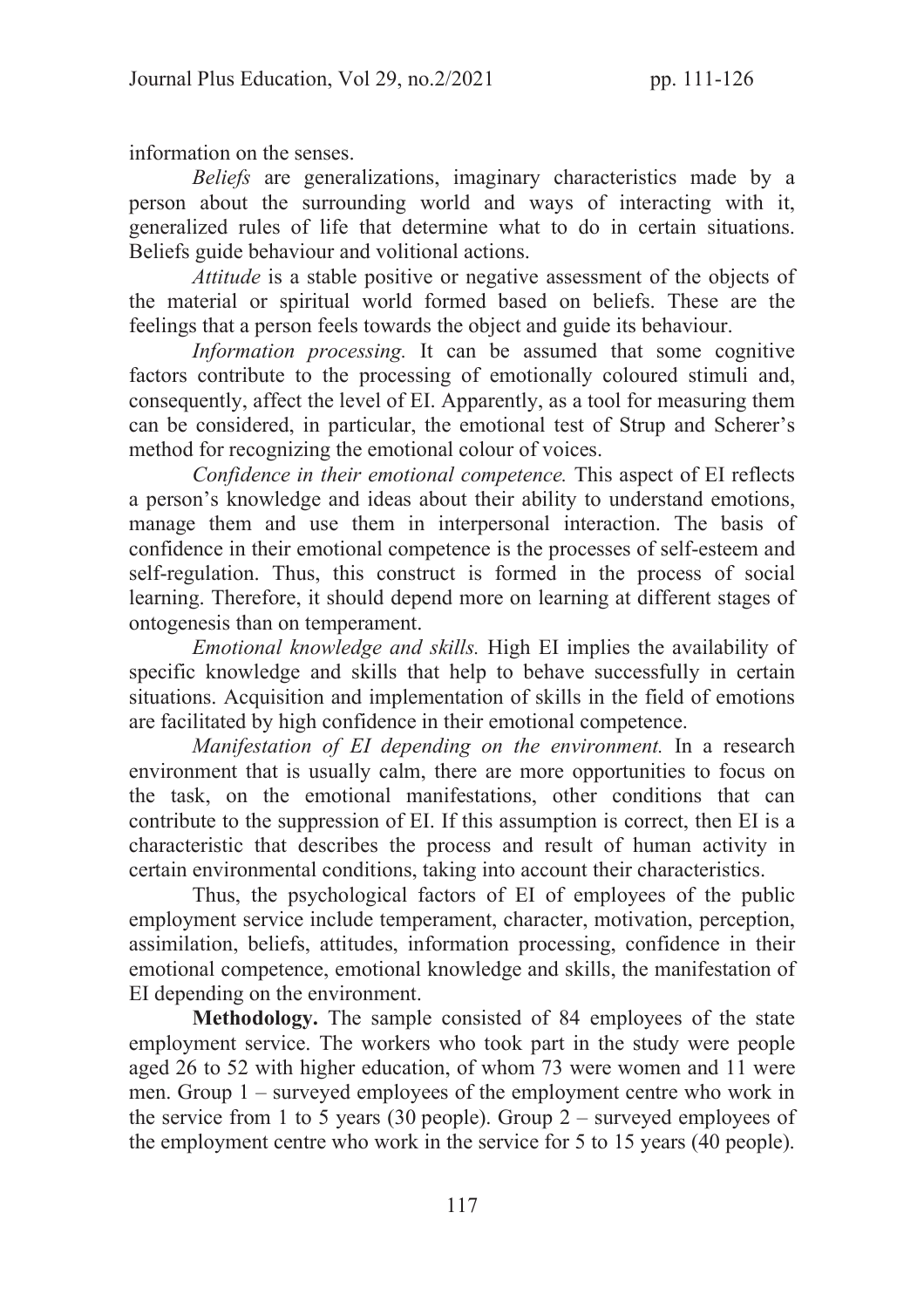information on the senses.

*Beliefs* are generalizations, imaginary characteristics made by a person about the surrounding world and ways of interacting with it, generalized rules of life that determine what to do in certain situations. Beliefs guide behaviour and volitional actions.

*Attitude* is a stable positive or negative assessment of the objects of the material or spiritual world formed based on beliefs. These are the feelings that a person feels towards the object and guide its behaviour.

*Information processing.* It can be assumed that some cognitive factors contribute to the processing of emotionally coloured stimuli and, consequently, affect the level of EI. Apparently, as a tool for measuring them can be considered, in particular, the emotional test of Strup and Scherer's method for recognizing the emotional colour of voices.

*Confidence in their emotional competence.* This aspect of EI reflects a person's knowledge and ideas about their ability to understand emotions, manage them and use them in interpersonal interaction. The basis of confidence in their emotional competence is the processes of self-esteem and self-regulation. Thus, this construct is formed in the process of social learning. Therefore, it should depend more on learning at different stages of ontogenesis than on temperament.

*Emotional knowledge and skills.* High EI implies the availability of specific knowledge and skills that help to behave successfully in certain situations. Acquisition and implementation of skills in the field of emotions are facilitated by high confidence in their emotional competence.

*Manifestation of EI depending on the environment.* In a research environment that is usually calm, there are more opportunities to focus on the task, on the emotional manifestations, other conditions that can contribute to the suppression of EI. If this assumption is correct, then EI is a characteristic that describes the process and result of human activity in certain environmental conditions, taking into account their characteristics.

Thus, the psychological factors of EI of employees of the public employment service include temperament, character, motivation, perception, assimilation, beliefs, attitudes, information processing, confidence in their emotional competence, emotional knowledge and skills, the manifestation of EI depending on the environment.

**Methodology.** The sample consisted of 84 employees of the state employment service. The workers who took part in the study were people aged 26 to 52 with higher education, of whom 73 were women and 11 were men. Group 1 – surveyed employees of the employment centre who work in the service from 1 to 5 years (30 people). Group 2 – surveyed employees of the employment centre who work in the service for 5 to 15 years (40 people).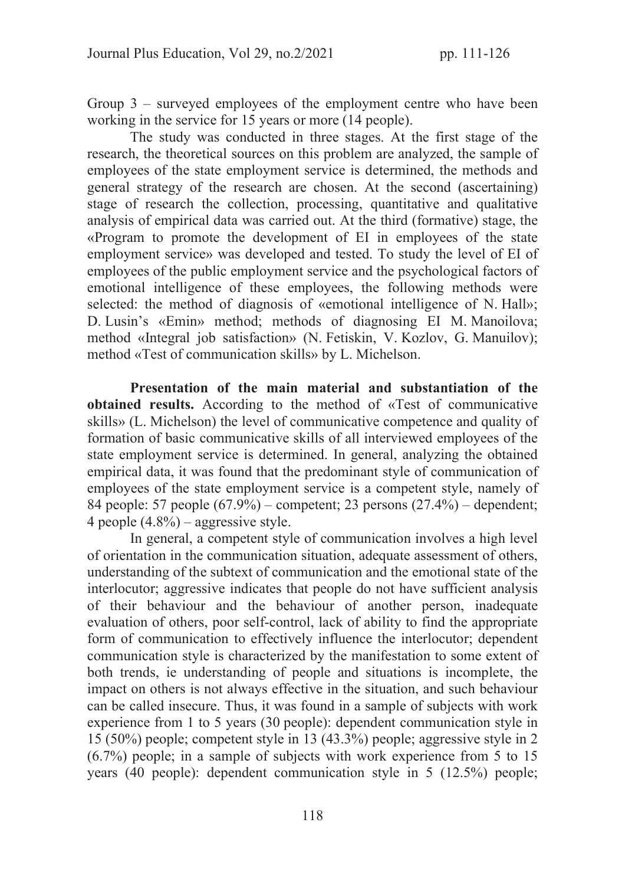Group 3 – surveyed employees of the employment centre who have been working in the service for 15 years or more (14 people).

The study was conducted in three stages. At the first stage of the research, the theoretical sources on this problem are analyzed, the sample of employees of the state employment service is determined, the methods and general strategy of the research are chosen. At the second (ascertaining) stage of research the collection, processing, quantitative and qualitative analysis of empirical data was carried out. At the third (formative) stage, the «Program to promote the development of EI in employees of the state employment service» was developed and tested. To study the level of EI of employees of the public employment service and the psychological factors of emotional intelligence of these employees, the following methods were selected: the method of diagnosis of «emotional intelligence of N. Hall»; D. Lusin's «Emin» method; methods of diagnosing EI M. Manoilova; method «Integral job satisfaction» (N. Fetiskin, V. Kozlov, G. Manuilov); method «Test of communication skills» by L. Michelson.

**Presentation of the main material and substantiation of the obtained results.** According to the method of «Test of communicative skills» (L. Michelson) the level of communicative competence and quality of formation of basic communicative skills of all interviewed employees of the state employment service is determined. In general, analyzing the obtained empirical data, it was found that the predominant style of communication of employees of the state employment service is a competent style, namely of 84 people: 57 people (67.9%) – competent; 23 persons (27.4%) – dependent; 4 people (4.8%) – aggressive style.

In general, a competent style of communication involves a high level of orientation in the communication situation, adequate assessment of others, understanding of the subtext of communication and the emotional state of the interlocutor; aggressive indicates that people do not have sufficient analysis of their behaviour and the behaviour of another person, inadequate evaluation of others, poor self-control, lack of ability to find the appropriate form of communication to effectively influence the interlocutor; dependent communication style is characterized by the manifestation to some extent of both trends, ie understanding of people and situations is incomplete, the impact on others is not always effective in the situation, and such behaviour can be called insecure. Thus, it was found in a sample of subjects with work experience from 1 to 5 years (30 people): dependent communication style in 15 (50%) people; competent style in 13 (43.3%) people; aggressive style in 2 (6.7%) people; in a sample of subjects with work experience from 5 to 15 years (40 people): dependent communication style in 5 (12.5%) people;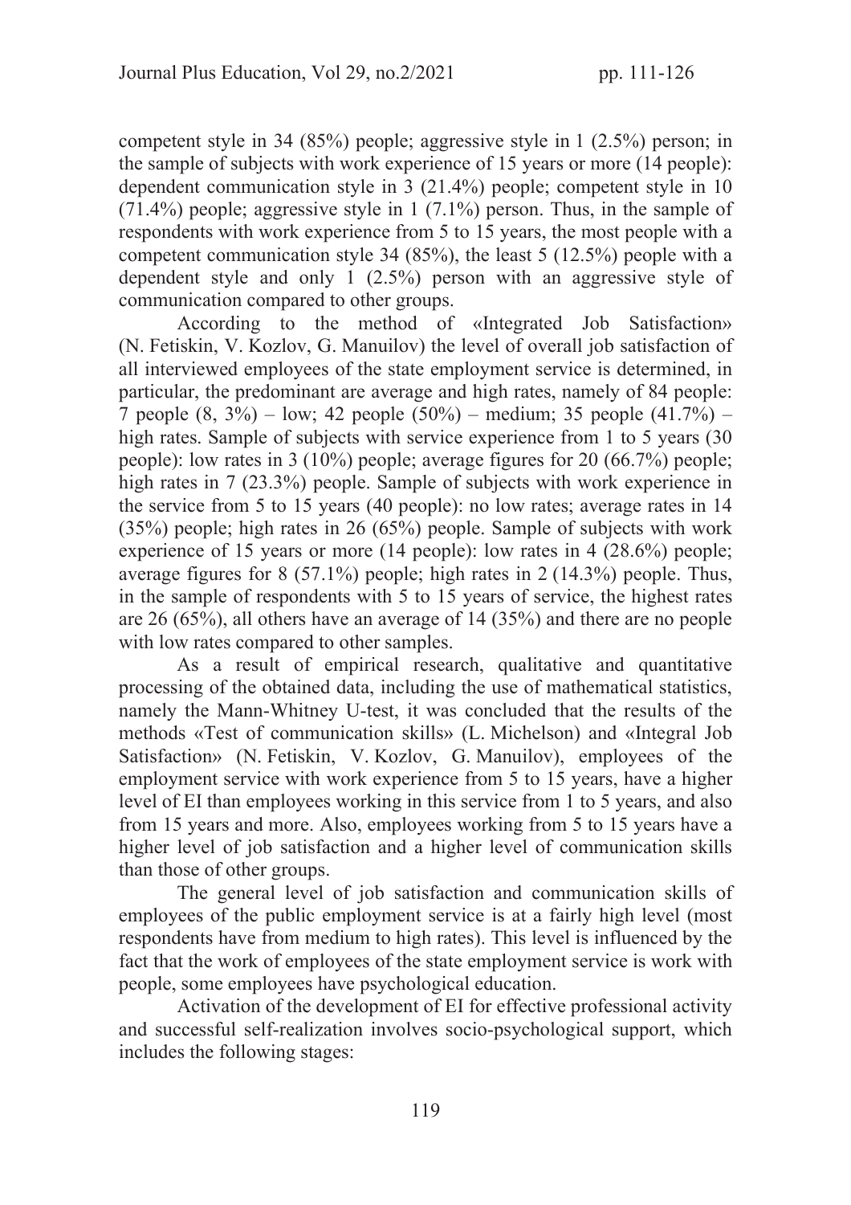competent style in 34 (85%) people; aggressive style in 1 (2.5%) person; in the sample of subjects with work experience of 15 years or more (14 people): dependent communication style in 3 (21.4%) people; competent style in 10 (71.4%) people; aggressive style in 1 (7.1%) person. Thus, in the sample of respondents with work experience from 5 to 15 years, the most people with a competent communication style 34 (85%), the least 5 (12.5%) people with a dependent style and only 1 (2.5%) person with an aggressive style of communication compared to other groups.

According to the method of «Integrated Job Satisfaction» (N. Fetiskin, V. Kozlov, G. Manuilov) the level of overall job satisfaction of all interviewed employees of the state employment service is determined, in particular, the predominant are average and high rates, namely of 84 people: 7 people (8, 3%) – low; 42 people (50%) – medium; 35 people (41.7%) – high rates. Sample of subjects with service experience from 1 to 5 years (30 people): low rates in 3 (10%) people; average figures for 20 (66.7%) people; high rates in 7 (23.3%) people. Sample of subjects with work experience in the service from 5 to 15 years (40 people): no low rates; average rates in 14 (35%) people; high rates in 26 (65%) people. Sample of subjects with work experience of 15 years or more (14 people): low rates in 4 (28.6%) people; average figures for 8 (57.1%) people; high rates in 2 (14.3%) people. Thus, in the sample of respondents with 5 to 15 years of service, the highest rates are 26 (65%), all others have an average of 14 (35%) and there are no people with low rates compared to other samples.

As a result of empirical research, qualitative and quantitative processing of the obtained data, including the use of mathematical statistics, namely the Mann-Whitney U-test, it was concluded that the results of the methods «Test of communication skills» (L. Michelson) and «Integral Job Satisfaction» (N. Fetiskin, V. Kozlov, G. Manuilov), employees of the employment service with work experience from 5 to 15 years, have a higher level of EI than employees working in this service from 1 to 5 years, and also from 15 years and more. Also, employees working from 5 to 15 years have a higher level of job satisfaction and a higher level of communication skills than those of other groups.

The general level of job satisfaction and communication skills of employees of the public employment service is at a fairly high level (most respondents have from medium to high rates). This level is influenced by the fact that the work of employees of the state employment service is work with people, some employees have psychological education.

Activation of the development of EI for effective professional activity and successful self-realization involves socio-psychological support, which includes the following stages: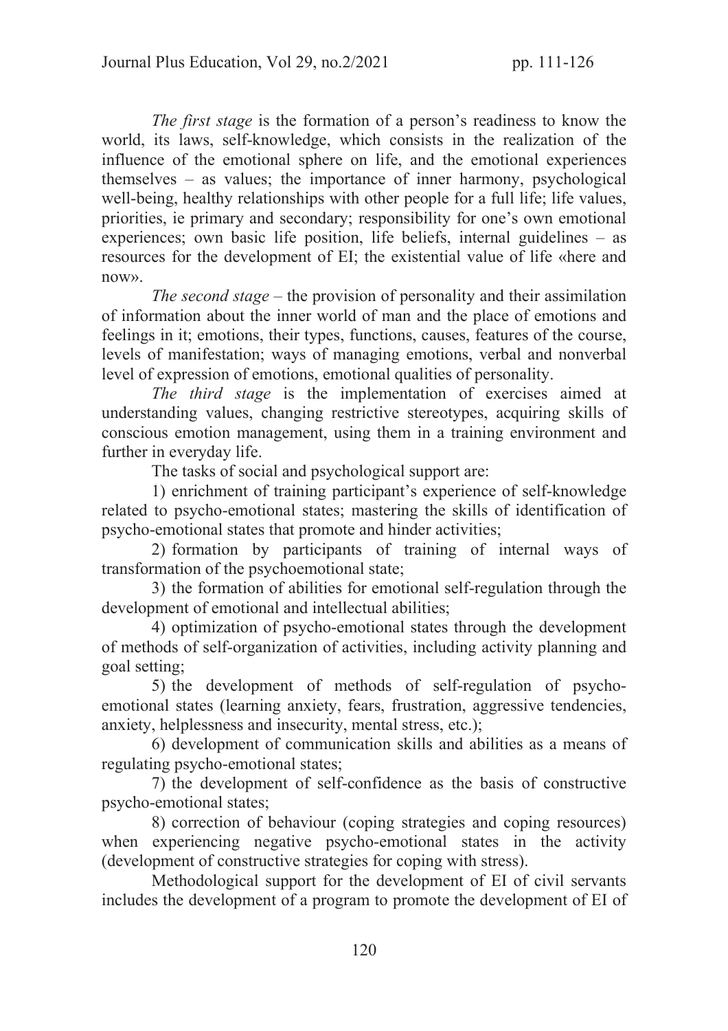*The first stage* is the formation of a person's readiness to know the world, its laws, self-knowledge, which consists in the realization of the influence of the emotional sphere on life, and the emotional experiences themselves – as values; the importance of inner harmony, psychological well-being, healthy relationships with other people for a full life; life values, priorities, ie primary and secondary; responsibility for one's own emotional experiences; own basic life position, life beliefs, internal guidelines – as resources for the development of EI; the existential value of life «here and now».

*The second stage* – the provision of personality and their assimilation of information about the inner world of man and the place of emotions and feelings in it; emotions, their types, functions, causes, features of the course, levels of manifestation; ways of managing emotions, verbal and nonverbal level of expression of emotions, emotional qualities of personality.

*The third stage* is the implementation of exercises aimed at understanding values, changing restrictive stereotypes, acquiring skills of conscious emotion management, using them in a training environment and further in everyday life.

The tasks of social and psychological support are:

1) enrichment of training participant's experience of self-knowledge related to psycho-emotional states; mastering the skills of identification of psycho-emotional states that promote and hinder activities;

2) formation by participants of training of internal ways of transformation of the psychoemotional state;

3) the formation of abilities for emotional self-regulation through the development of emotional and intellectual abilities;

4) optimization of psycho-emotional states through the development of methods of self-organization of activities, including activity planning and goal setting;

5) the development of methods of self-regulation of psycho-emotional states (learning anxiety, fears, frustration, aggressive tendencies, anxiety, helplessness and insecurity, mental stress, etc.);

6) development of communication skills and abilities as a means of regulating psycho-emotional states;

7) the development of self-confidence as the basis of constructive psycho-emotional states;

8) correction of behaviour (coping strategies and coping resources) when experiencing negative psycho-emotional states in the activity (development of constructive strategies for coping with stress).

Methodological support for the development of EI of civil servants includes the development of a program to promote the development of EI of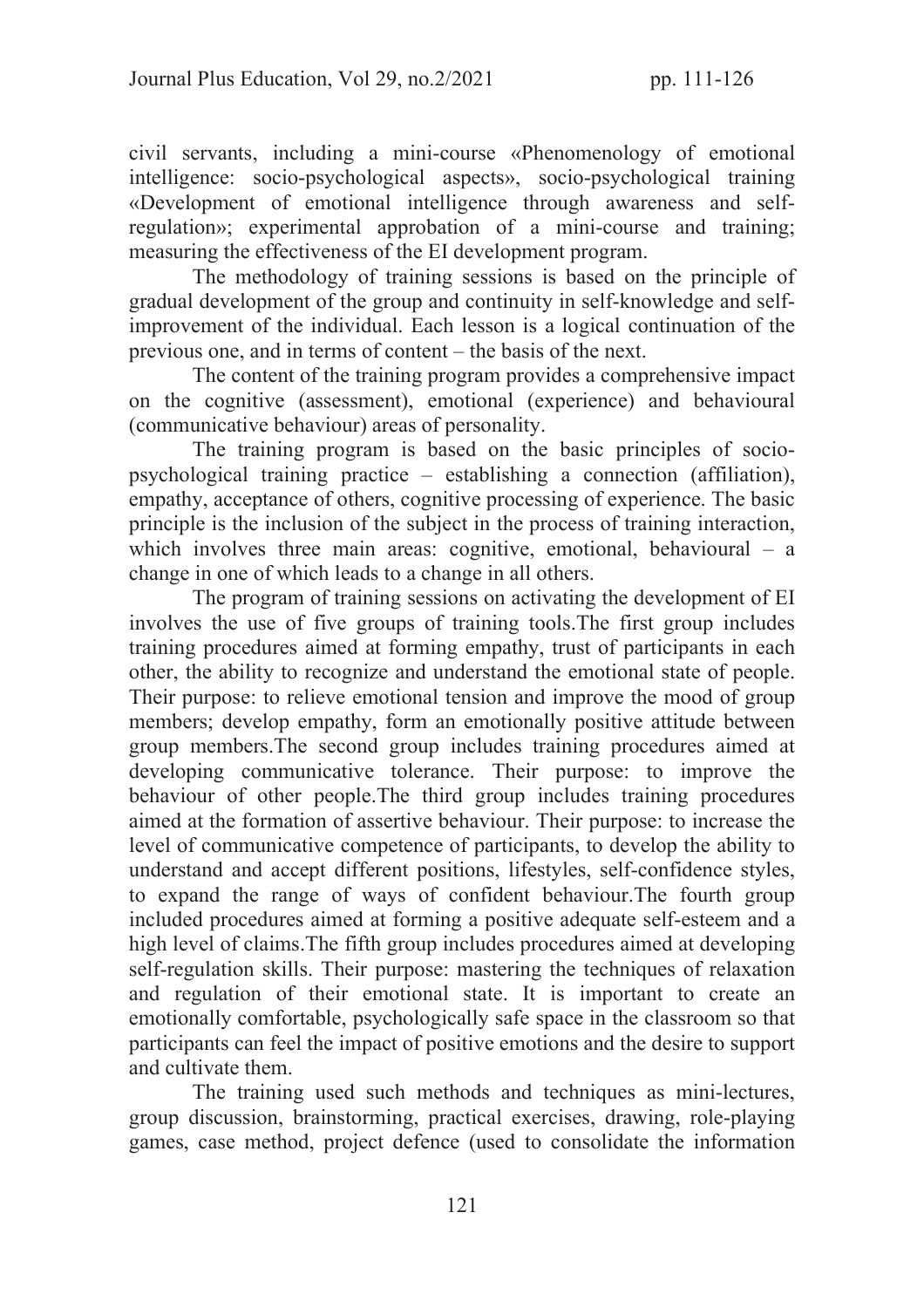civil servants, including a mini-course «Phenomenology of emotional intelligence: socio-psychological aspects», socio-psychological training «Development of emotional intelligence through awareness and self-regulation»; experimental approbation of a mini-course and training; measuring the effectiveness of the EI development program.

The methodology of training sessions is based on the principle of gradual development of the group and continuity in self-knowledge and self-improvement of the individual. Each lesson is a logical continuation of the previous one, and in terms of content – the basis of the next.

The content of the training program provides a comprehensive impact on the cognitive (assessment), emotional (experience) and behavioural (communicative behaviour) areas of personality.

The training program is based on the basic principles of socio-psychological training practice – establishing a connection (affiliation), empathy, acceptance of others, cognitive processing of experience. The basic principle is the inclusion of the subject in the process of training interaction, which involves three main areas: cognitive, emotional, behavioural – a change in one of which leads to a change in all others.

The program of training sessions on activating the development of EI involves the use of five groups of training tools.The first group includes training procedures aimed at forming empathy, trust of participants in each other, the ability to recognize and understand the emotional state of people. Their purpose: to relieve emotional tension and improve the mood of group members; develop empathy, form an emotionally positive attitude between group members.The second group includes training procedures aimed at developing communicative tolerance. Their purpose: to improve the behaviour of other people.The third group includes training procedures aimed at the formation of assertive behaviour. Their purpose: to increase the level of communicative competence of participants, to develop the ability to understand and accept different positions, lifestyles, self-confidence styles, to expand the range of ways of confident behaviour.The fourth group included procedures aimed at forming a positive adequate self-esteem and a high level of claims.The fifth group includes procedures aimed at developing self-regulation skills. Their purpose: mastering the techniques of relaxation and regulation of their emotional state. It is important to create an emotionally comfortable, psychologically safe space in the classroom so that participants can feel the impact of positive emotions and the desire to support and cultivate them.

The training used such methods and techniques as mini-lectures, group discussion, brainstorming, practical exercises, drawing, role-playing games, case method, project defence (used to consolidate the information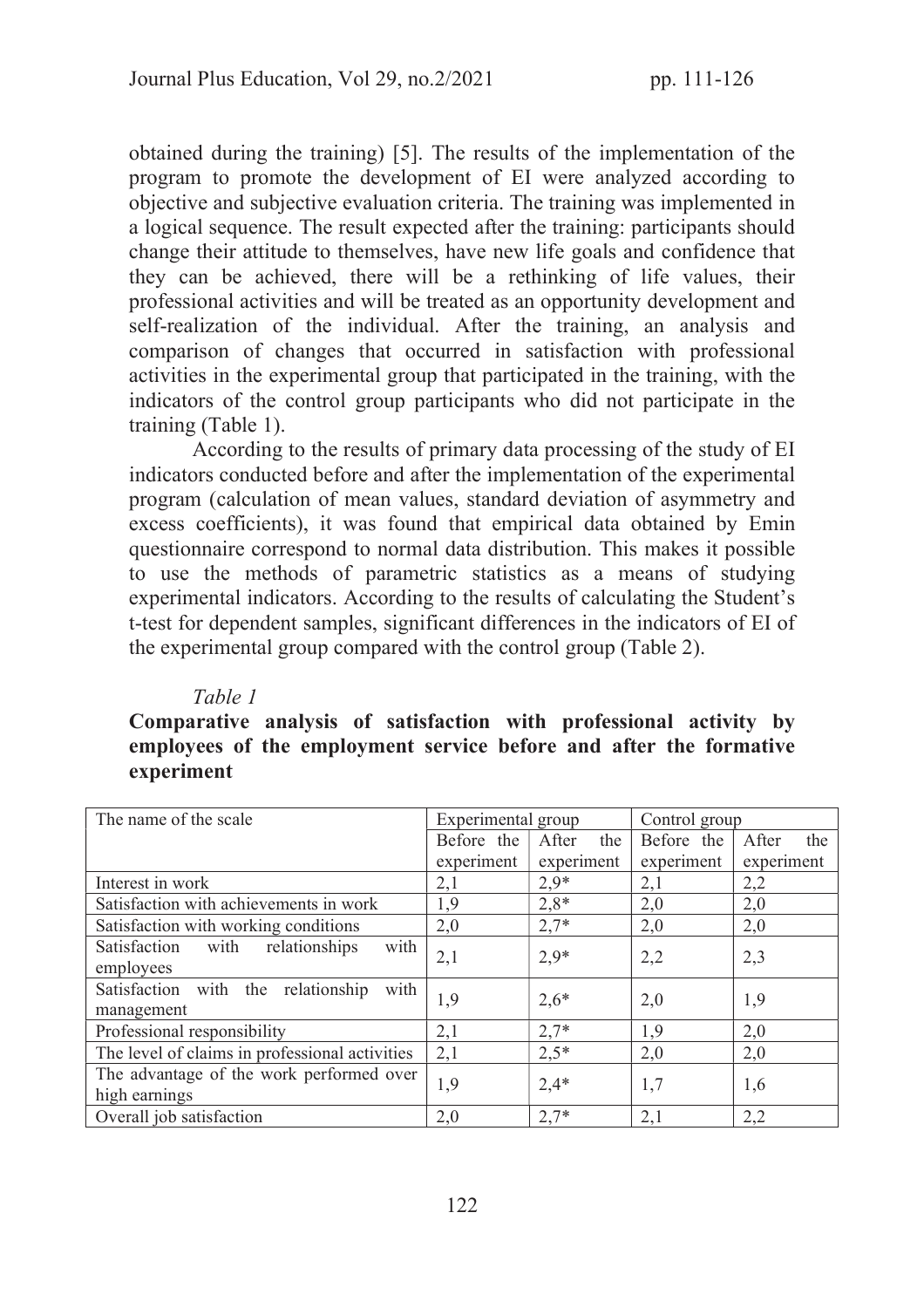obtained during the training) [5]. The results of the implementation of the program to promote the development of EI were analyzed according to objective and subjective evaluation criteria. The training was implemented in a logical sequence. The result expected after the training: participants should change their attitude to themselves, have new life goals and confidence that they can be achieved, there will be a rethinking of life values, their professional activities and will be treated as an opportunity development and self-realization of the individual. After the training, an analysis and comparison of changes that occurred in satisfaction with professional activities in the experimental group that participated in the training, with the indicators of the control group participants who did not participate in the training (Table 1).

According to the results of primary data processing of the study of EI indicators conducted before and after the implementation of the experimental program (calculation of mean values, standard deviation of asymmetry and excess coefficients), it was found that empirical data obtained by Emin questionnaire correspond to normal data distribution. This makes it possible to use the methods of parametric statistics as a means of studying experimental indicators. According to the results of calculating the Student's t-test for dependent samples, significant differences in the indicators of EI of the experimental group compared with the control group (Table 2).

*Table 1*

**Comparative analysis of satisfaction with professional activity by employees of the employment service before and after the formative experiment**

| The name of the scale | Experimental group | | Control group | |
|---|---|---|---|---|
| | Before the experiment | After the experiment | Before the experiment | After the experiment |
| Interest in work | 2,1 | 2,9* | 2,1 | 2,2 |
| Satisfaction with achievements in work | 1,9 | 2,8* | 2,0 | 2,0 |
| Satisfaction with working conditions | 2,0 | 2,7* | 2,0 | 2,0 |
| Satisfaction with relationships with employees | 2,1 | 2,9* | 2,2 | 2,3 |
| Satisfaction with the relationship with management | 1,9 | 2,6* | 2,0 | 1,9 |
| Professional responsibility | 2,1 | 2,7* | 1,9 | 2,0 |
| The level of claims in professional activities | 2,1 | 2,5* | 2,0 | 2,0 |
| The advantage of the work performed over high earnings | 1,9 | 2,4* | 1,7 | 1,6 |
| Overall job satisfaction | 2,0 | 2,7* | 2,1 | 2,2 |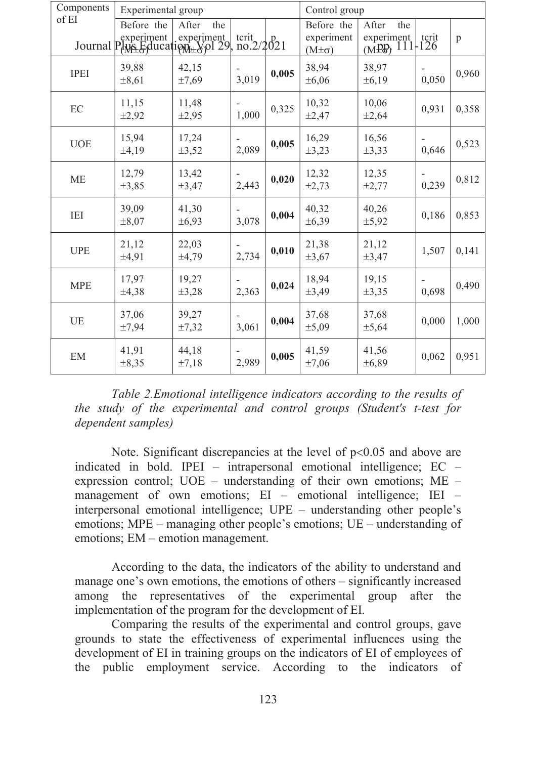| Components of EI | Experimental group | | | | Control group | | | |
|---|---|---|---|---|---|---|---|---|
| | Before the experiment (M±σ) | After the experiment (M±σ) | tcrit | p | Before the experiment (M±σ) | After the experiment (M±σ) | tcrit | p |
| IPEI | 39,88 ±8,61 | 42,15 ±7,69 | -3,019 | **0,005** | 38,94 ±6,06 | 38,97 ±6,19 | -0,050 | 0,960 |
| EC | 11,15 ±2,92 | 11,48 ±2,95 | -1,000 | 0,325 | 10,32 ±2,47 | 10,06 ±2,64 | 0,931 | 0,358 |
| UOE | 15,94 ±4,19 | 17,24 ±3,52 | -2,089 | **0,005** | 16,29 ±3,23 | 16,56 ±3,33 | -0,646 | 0,523 |
| ME | 12,79 ±3,85 | 13,42 ±3,47 | -2,443 | **0,020** | 12,32 ±2,73 | 12,35 ±2,77 | -0,239 | 0,812 |
| IEI | 39,09 ±8,07 | 41,30 ±6,93 | -3,078 | **0,004** | 40,32 ±6,39 | 40,26 ±5,92 | 0,186 | 0,853 |
| UPE | 21,12 ±4,91 | 22,03 ±4,79 | -2,734 | **0,010** | 21,38 ±3,67 | 21,12 ±3,47 | 1,507 | 0,141 |
| MPE | 17,97 ±4,38 | 19,27 ±3,28 | -2,363 | **0,024** | 18,94 ±3,49 | 19,15 ±3,35 | -0,698 | 0,490 |
| UE | 37,06 ±7,94 | 39,27 ±7,32 | -3,061 | **0,004** | 37,68 ±5,09 | 37,68 ±5,64 | 0,000 | 1,000 |
| EM | 41,91 ±8,35 | 44,18 ±7,18 | -2,989 | **0,005** | 41,59 ±7,06 | 41,56 ±6,89 | 0,062 | 0,951 |

*Table 2.Emotional intelligence indicators according to the results of the study of the experimental and control groups (Student's t-test for dependent samples)*

Note. Significant discrepancies at the level of $p<0.05$ and above are indicated in bold. IPEI – intrapersonal emotional intelligence; EC – expression control; UOE – understanding of their own emotions; ME – management of own emotions; EI – emotional intelligence; IEI – interpersonal emotional intelligence; UPE – understanding other people's emotions; MPE – managing other people's emotions; UE – understanding of emotions; EM – emotion management.

According to the data, the indicators of the ability to understand and manage one's own emotions, the emotions of others – significantly increased among the representatives of the experimental group after the implementation of the program for the development of EI.

Comparing the results of the experimental and control groups, gave grounds to state the effectiveness of experimental influences using the development of EI in training groups on the indicators of EI of employees of the public employment service. According to the indicators of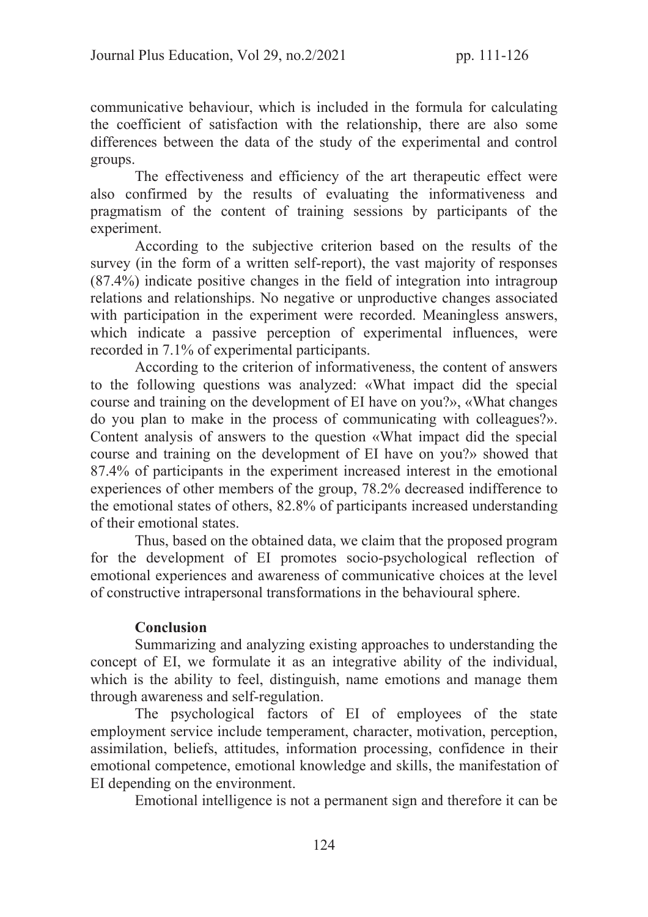communicative behaviour, which is included in the formula for calculating the coefficient of satisfaction with the relationship, there are also some differences between the data of the study of the experimental and control groups.

The effectiveness and efficiency of the art therapeutic effect were also confirmed by the results of evaluating the informativeness and pragmatism of the content of training sessions by participants of the experiment.

According to the subjective criterion based on the results of the survey (in the form of a written self-report), the vast majority of responses (87.4%) indicate positive changes in the field of integration into intragroup relations and relationships. No negative or unproductive changes associated with participation in the experiment were recorded. Meaningless answers, which indicate a passive perception of experimental influences, were recorded in 7.1% of experimental participants.

According to the criterion of informativeness, the content of answers to the following questions was analyzed: «What impact did the special course and training on the development of EI have on you?», «What changes do you plan to make in the process of communicating with colleagues?». Content analysis of answers to the question «What impact did the special course and training on the development of EI have on you?» showed that 87.4% of participants in the experiment increased interest in the emotional experiences of other members of the group, 78.2% decreased indifference to the emotional states of others, 82.8% of participants increased understanding of their emotional states.

Thus, based on the obtained data, we claim that the proposed program for the development of EI promotes socio-psychological reflection of emotional experiences and awareness of communicative choices at the level of constructive intrapersonal transformations in the behavioural sphere.

## Conclusion

Summarizing and analyzing existing approaches to understanding the concept of EI, we formulate it as an integrative ability of the individual, which is the ability to feel, distinguish, name emotions and manage them through awareness and self-regulation.

The psychological factors of EI of employees of the state employment service include temperament, character, motivation, perception, assimilation, beliefs, attitudes, information processing, confidence in their emotional competence, emotional knowledge and skills, the manifestation of EI depending on the environment.

Emotional intelligence is not a permanent sign and therefore it can be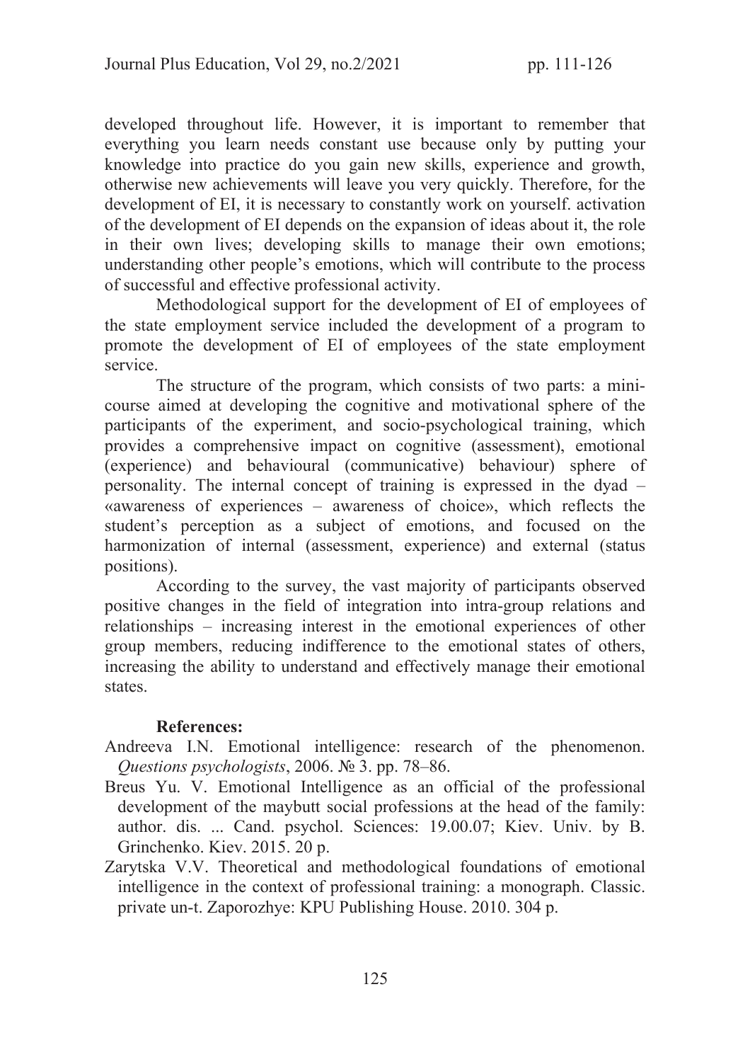developed throughout life. However, it is important to remember that everything you learn needs constant use because only by putting your knowledge into practice do you gain new skills, experience and growth, otherwise new achievements will leave you very quickly. Therefore, for the development of EI, it is necessary to constantly work on yourself. activation of the development of EI depends on the expansion of ideas about it, the role in their own lives; developing skills to manage their own emotions; understanding other people's emotions, which will contribute to the process of successful and effective professional activity.

Methodological support for the development of EI of employees of the state employment service included the development of a program to promote the development of EI of employees of the state employment service.

The structure of the program, which consists of two parts: a mini-course aimed at developing the cognitive and motivational sphere of the participants of the experiment, and socio-psychological training, which provides a comprehensive impact on cognitive (assessment), emotional (experience) and behavioural (communicative) behaviour) sphere of personality. The internal concept of training is expressed in the dyad – «awareness of experiences – awareness of choice», which reflects the student's perception as a subject of emotions, and focused on the harmonization of internal (assessment, experience) and external (status positions).

According to the survey, the vast majority of participants observed positive changes in the field of integration into intra-group relations and relationships – increasing interest in the emotional experiences of other group members, reducing indifference to the emotional states of others, increasing the ability to understand and effectively manage their emotional states.

**References:**

Andreeva I.N. Emotional intelligence: research of the phenomenon. *Questions psychologists*, 2006. № 3. pp. 78–86.

Breus Yu. V. Emotional Intelligence as an official of the professional development of the maybutt social professions at the head of the family: author. dis. ... Cand. psychol. Sciences: 19.00.07; Kiev. Univ. by B. Grinchenko. Kiev. 2015. 20 p.

Zarytska V.V. Theoretical and methodological foundations of emotional intelligence in the context of professional training: a monograph. Classic. private un-t. Zaporozhye: KPU Publishing House. 2010. 304 p.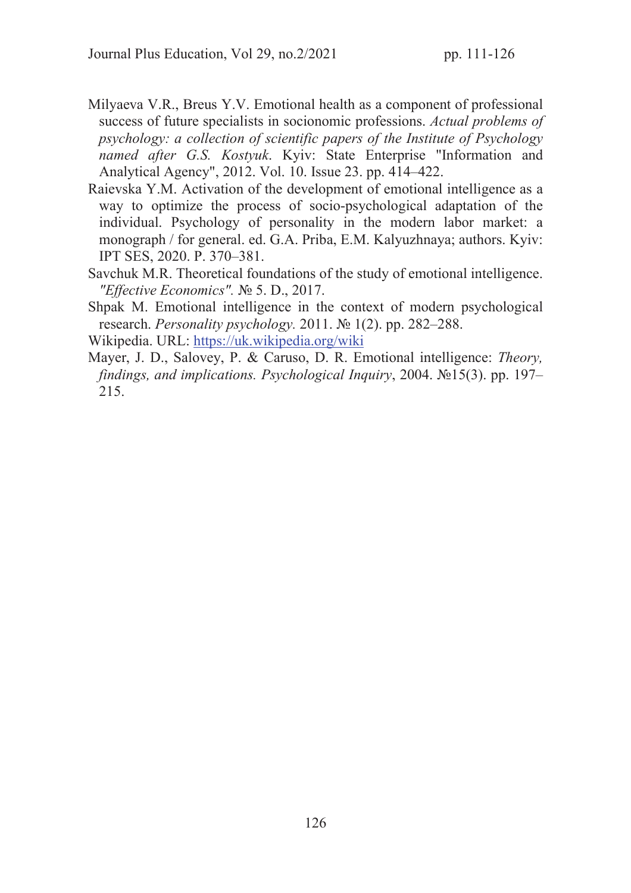Milyaeva V.R., Breus Y.V. Emotional health as a component of professional success of future specialists in socionomic professions. *Actual problems of psychology: a collection of scientific papers of the Institute of Psychology named after G.S. Kostyuk*. Kyiv: State Enterprise "Information and Analytical Agency", 2012. Vol. 10. Issue 23. pp. 414–422.

Raievska Y.M. Activation of the development of emotional intelligence as a way to optimize the process of socio-psychological adaptation of the individual. Psychology of personality in the modern labor market: a monograph / for general. ed. G.A. Priba, E.M. Kalyuzhnaya; authors. Kyiv: IPT SES, 2020. P. 370–381.

Savchuk M.R. Theoretical foundations of the study of emotional intelligence. *"Effective Economics".* № 5. D., 2017.

Shpak M. Emotional intelligence in the context of modern psychological research. *Personality psychology.* 2011. № 1(2). pp. 282–288.

Wikipedia. URL: https://uk.wikipedia.org/wiki

Mayer, J. D., Salovey, P. & Caruso, D. R. Emotional intelligence: *Theory, findings, and implications. Psychological Inquiry*, 2004. №15(3). pp. 197–215.